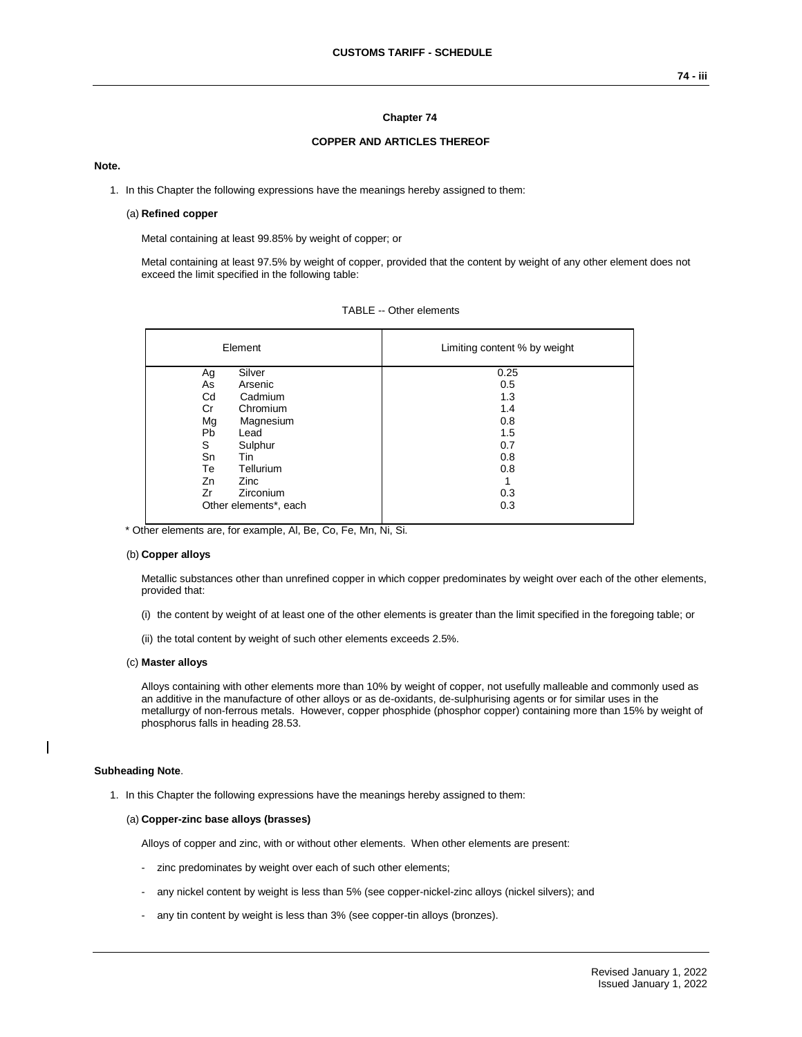# Chapter 74

## COPPER AND ARTICLES THEREOF

**Note.**

1. In this Chapter the following expressions have the meanings hereby assigned to them:

   (a) **Refined copper**

   Metal containing at least 99.85% by weight of copper; or

   Metal containing at least 97.5% by weight of copper, provided that the content by weight of any other element does not exceed the limit specified in the following table:

TABLE -- Other elements

| Element | Limiting content % by weight |
|---|---|
| Ag Silver | 0.25 |
| As Arsenic | 0.5 |
| Cd Cadmium | 1.3 |
| Cr Chromium | 1.4 |
| Mg Magnesium | 0.8 |
| Pb Lead | 1.5 |
| S Sulphur | 0.7 |
| Sn Tin | 0.8 |
| Te Tellurium | 0.8 |
| Zn Zinc | 1 |
| Zr Zirconium | 0.3 |
| Other elements*, each | 0.3 |

\* Other elements are, for example, Al, Be, Co, Fe, Mn, Ni, Si.

   (b) **Copper alloys**

   Metallic substances other than unrefined copper in which copper predominates by weight over each of the other elements, provided that:

   (i) the content by weight of at least one of the other elements is greater than the limit specified in the foregoing table; or

   (ii) the total content by weight of such other elements exceeds 2.5%.

   (c) **Master alloys**

   Alloys containing with other elements more than 10% by weight of copper, not usefully malleable and commonly used as an additive in the manufacture of other alloys or as de-oxidants, de-sulphurising agents or for similar uses in the metallurgy of non-ferrous metals. However, copper phosphide (phosphor copper) containing more than 15% by weight of phosphorus falls in heading 28.53.

**Subheading Note**.

1. In this Chapter the following expressions have the meanings hereby assigned to them:

   (a) **Copper-zinc base alloys (brasses)**

   Alloys of copper and zinc, with or without other elements. When other elements are present:

   - zinc predominates by weight over each of such other elements;
   - any nickel content by weight is less than 5% (see copper-nickel-zinc alloys (nickel silvers); and
   - any tin content by weight is less than 3% (see copper-tin alloys (bronzes).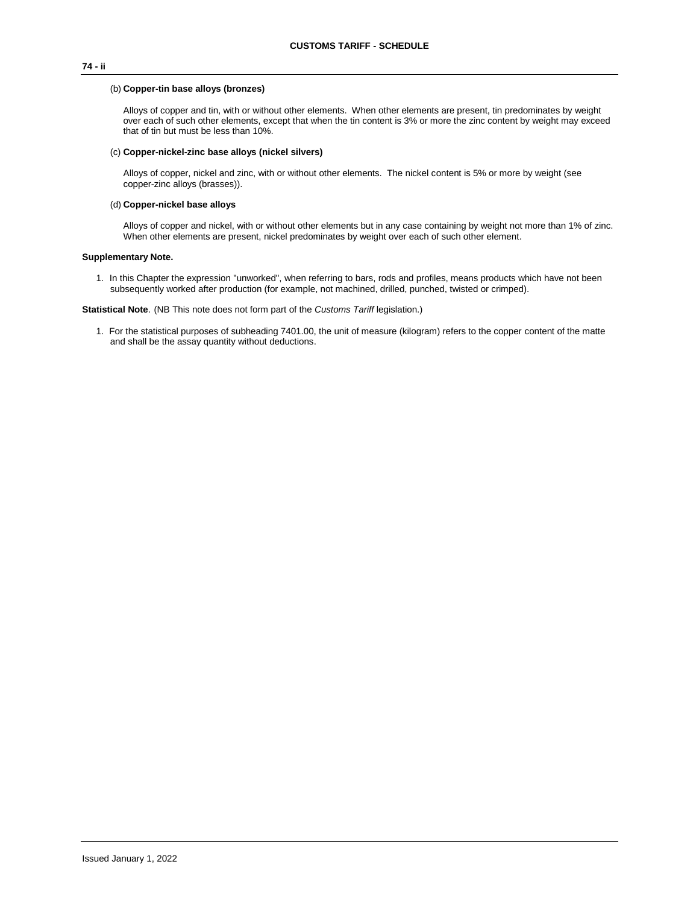(b) **Copper-tin base alloys (bronzes)**

Alloys of copper and tin, with or without other elements. When other elements are present, tin predominates by weight over each of such other elements, except that when the tin content is 3% or more the zinc content by weight may exceed that of tin but must be less than 10%.

(c) **Copper-nickel-zinc base alloys (nickel silvers)**

Alloys of copper, nickel and zinc, with or without other elements. The nickel content is 5% or more by weight (see copper-zinc alloys (brasses)).

(d) **Copper-nickel base alloys**

Alloys of copper and nickel, with or without other elements but in any case containing by weight not more than 1% of zinc. When other elements are present, nickel predominates by weight over each of such other element.

**Supplementary Note.**

1. In this Chapter the expression "unworked", when referring to bars, rods and profiles, means products which have not been subsequently worked after production (for example, not machined, drilled, punched, twisted or crimped).

**Statistical Note**. (NB This note does not form part of the *Customs Tariff* legislation.)

1. For the statistical purposes of subheading 7401.00, the unit of measure (kilogram) refers to the copper content of the matte and shall be the assay quantity without deductions.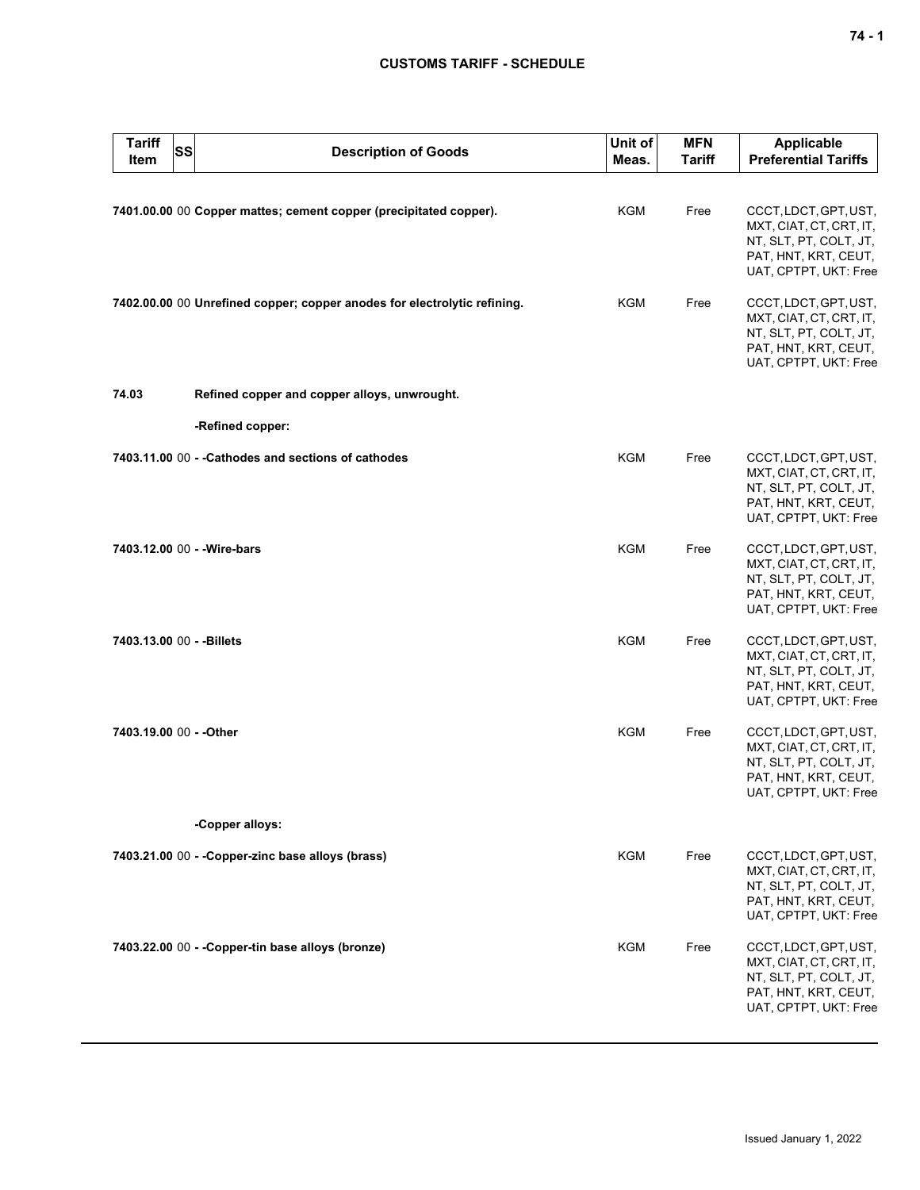| Tariff Item | SS | Description of Goods | Unit of Meas. | MFN Tariff | Applicable Preferential Tariffs |
|---|---|---|---|---|---|
| 7401.00.00 | 00 | **Copper mattes; cement copper (precipitated copper).** | KGM | Free | CCCT, LDCT, GPT, UST, MXT, CIAT, CT, CRT, IT, NT, SLT, PT, COLT, JT, PAT, HNT, KRT, CEUT, UAT, CPTPT, UKT: Free |
| 7402.00.00 | 00 | **Unrefined copper; copper anodes for electrolytic refining.** | KGM | Free | CCCT, LDCT, GPT, UST, MXT, CIAT, CT, CRT, IT, NT, SLT, PT, COLT, JT, PAT, HNT, KRT, CEUT, UAT, CPTPT, UKT: Free |
| 74.03 | | **Refined copper and copper alloys, unwrought.** | | | |
| | | **-Refined copper:** | | | |
| 7403.11.00 | 00 | **- -Cathodes and sections of cathodes** | KGM | Free | CCCT, LDCT, GPT, UST, MXT, CIAT, CT, CRT, IT, NT, SLT, PT, COLT, JT, PAT, HNT, KRT, CEUT, UAT, CPTPT, UKT: Free |
| 7403.12.00 | 00 | **- -Wire-bars** | KGM | Free | CCCT, LDCT, GPT, UST, MXT, CIAT, CT, CRT, IT, NT, SLT, PT, COLT, JT, PAT, HNT, KRT, CEUT, UAT, CPTPT, UKT: Free |
| 7403.13.00 | 00 | **- -Billets** | KGM | Free | CCCT, LDCT, GPT, UST, MXT, CIAT, CT, CRT, IT, NT, SLT, PT, COLT, JT, PAT, HNT, KRT, CEUT, UAT, CPTPT, UKT: Free |
| 7403.19.00 | 00 | **- -Other** | KGM | Free | CCCT, LDCT, GPT, UST, MXT, CIAT, CT, CRT, IT, NT, SLT, PT, COLT, JT, PAT, HNT, KRT, CEUT, UAT, CPTPT, UKT: Free |
| | | **-Copper alloys:** | | | |
| 7403.21.00 | 00 | **- -Copper-zinc base alloys (brass)** | KGM | Free | CCCT, LDCT, GPT, UST, MXT, CIAT, CT, CRT, IT, NT, SLT, PT, COLT, JT, PAT, HNT, KRT, CEUT, UAT, CPTPT, UKT: Free |
| 7403.22.00 | 00 | **- -Copper-tin base alloys (bronze)** | KGM | Free | CCCT, LDCT, GPT, UST, MXT, CIAT, CT, CRT, IT, NT, SLT, PT, COLT, JT, PAT, HNT, KRT, CEUT, UAT, CPTPT, UKT: Free |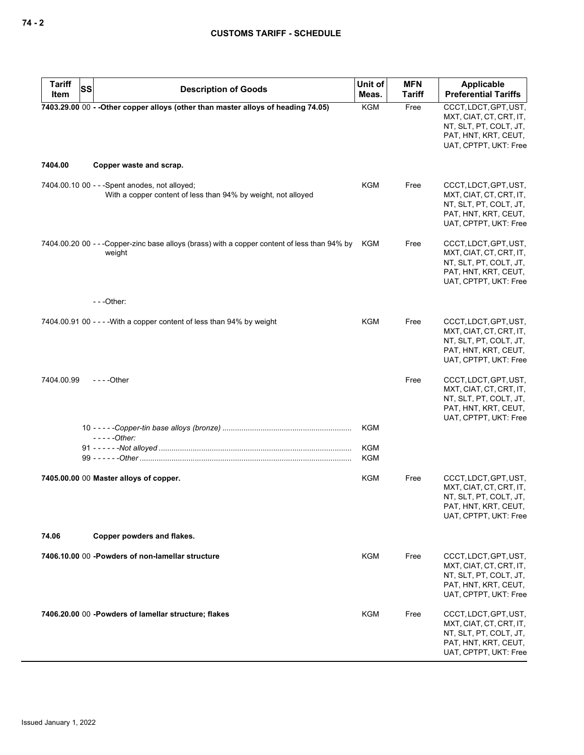| Tariff Item | SS | Description of Goods | Unit of Meas. | MFN Tariff | Applicable Preferential Tariffs |
|---|---|---|---|---|---|
| **7403.29.00** | 00 | **- -Other copper alloys (other than master alloys of heading 74.05)** | KGM | Free | CCCT, LDCT, GPT, UST, MXT, CIAT, CT, CRT, IT, NT, SLT, PT, COLT, JT, PAT, HNT, KRT, CEUT, UAT, CPTPT, UKT: Free |
| **7404.00** | | **Copper waste and scrap.** | | | |
| 7404.00.10 | 00 | - - -Spent anodes, not alloyed;<br>With a copper content of less than 94% by weight, not alloyed | KGM | Free | CCCT, LDCT, GPT, UST, MXT, CIAT, CT, CRT, IT, NT, SLT, PT, COLT, JT, PAT, HNT, KRT, CEUT, UAT, CPTPT, UKT: Free |
| 7404.00.20 | 00 | - - -Copper-zinc base alloys (brass) with a copper content of less than 94% by weight | KGM | Free | CCCT, LDCT, GPT, UST, MXT, CIAT, CT, CRT, IT, NT, SLT, PT, COLT, JT, PAT, HNT, KRT, CEUT, UAT, CPTPT, UKT: Free |
| | | - - -Other: | | | |
| 7404.00.91 | 00 | - - - -With a copper content of less than 94% by weight | KGM | Free | CCCT, LDCT, GPT, UST, MXT, CIAT, CT, CRT, IT, NT, SLT, PT, COLT, JT, PAT, HNT, KRT, CEUT, UAT, CPTPT, UKT: Free |
| 7404.00.99 | | - - - -Other | | Free | CCCT, LDCT, GPT, UST, MXT, CIAT, CT, CRT, IT, NT, SLT, PT, COLT, JT, PAT, HNT, KRT, CEUT, UAT, CPTPT, UKT: Free |
| | 10 | - - - - -*Copper-tin base alloys (bronze)* | KGM | | |
| | | - - - - -*Other:* | | | |
| | 91 | - - - - - -*Not alloyed* | KGM | | |
| | 99 | - - - - - -*Other* | KGM | | |
| **7405.00.00** | 00 | **Master alloys of copper.** | KGM | Free | CCCT, LDCT, GPT, UST, MXT, CIAT, CT, CRT, IT, NT, SLT, PT, COLT, JT, PAT, HNT, KRT, CEUT, UAT, CPTPT, UKT: Free |
| **74.06** | | **Copper powders and flakes.** | | | |
| **7406.10.00** | 00 | **-Powders of non-lamellar structure** | KGM | Free | CCCT, LDCT, GPT, UST, MXT, CIAT, CT, CRT, IT, NT, SLT, PT, COLT, JT, PAT, HNT, KRT, CEUT, UAT, CPTPT, UKT: Free |
| **7406.20.00** | 00 | **-Powders of lamellar structure; flakes** | KGM | Free | CCCT, LDCT, GPT, UST, MXT, CIAT, CT, CRT, IT, NT, SLT, PT, COLT, JT, PAT, HNT, KRT, CEUT, UAT, CPTPT, UKT: Free |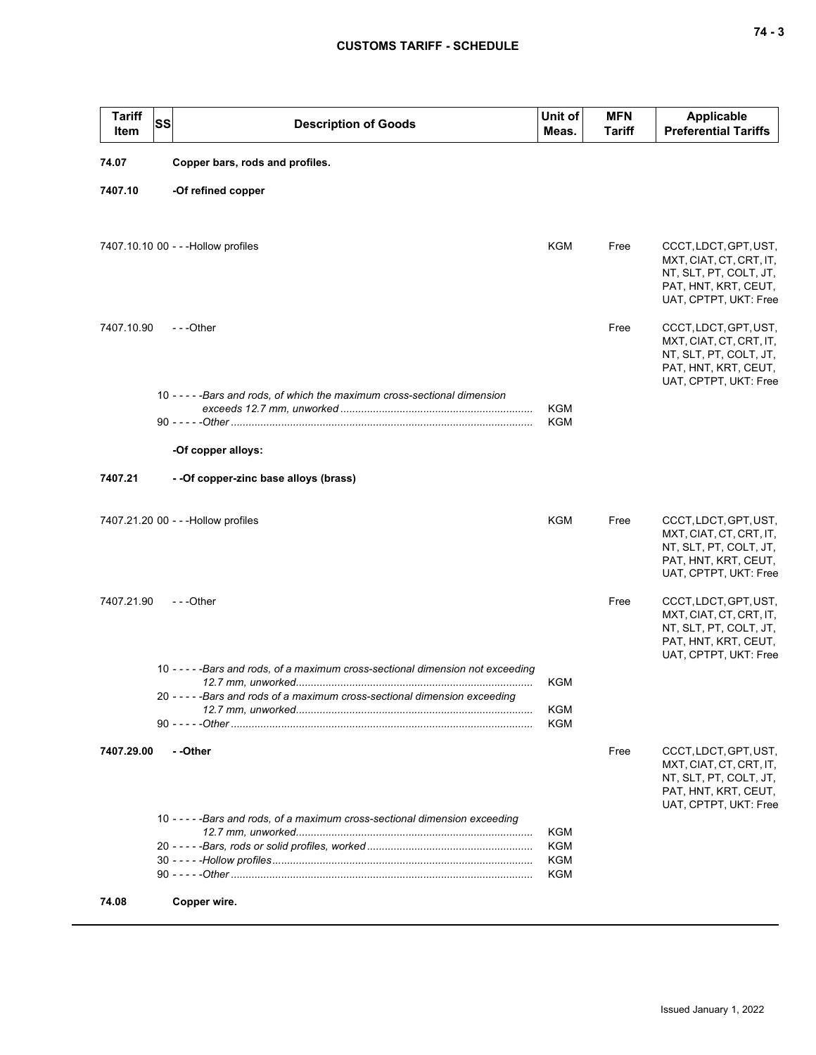| Tariff Item | SS | Description of Goods | Unit of Meas. | MFN Tariff | Applicable Preferential Tariffs |
|---|---|---|---|---|---|
| **74.07** | | **Copper bars, rods and profiles.** | | | |
| **7407.10** | | **-Of refined copper** | | | |
| 7407.10.10 | 00 | - - -Hollow profiles | KGM | Free | CCCT, LDCT, GPT, UST, MXT, CIAT, CT, CRT, IT, NT, SLT, PT, COLT, JT, PAT, HNT, KRT, CEUT, UAT, CPTPT, UKT: Free |
| 7407.10.90 | | - - -Other | | Free | CCCT, LDCT, GPT, UST, MXT, CIAT, CT, CRT, IT, NT, SLT, PT, COLT, JT, PAT, HNT, KRT, CEUT, UAT, CPTPT, UKT: Free |
| | 10 | - - - - -*Bars and rods, of which the maximum cross-sectional dimension exceeds 12.7 mm, unworked* | KGM | | |
| | 90 | - - - - -*Other* | KGM | | |
| | | **-Of copper alloys:** | | | |
| **7407.21** | | **- -Of copper-zinc base alloys (brass)** | | | |
| 7407.21.20 | 00 | - - -Hollow profiles | KGM | Free | CCCT, LDCT, GPT, UST, MXT, CIAT, CT, CRT, IT, NT, SLT, PT, COLT, JT, PAT, HNT, KRT, CEUT, UAT, CPTPT, UKT: Free |
| 7407.21.90 | | - - -Other | | Free | CCCT, LDCT, GPT, UST, MXT, CIAT, CT, CRT, IT, NT, SLT, PT, COLT, JT, PAT, HNT, KRT, CEUT, UAT, CPTPT, UKT: Free |
| | 10 | - - - - -*Bars and rods, of a maximum cross-sectional dimension not exceeding 12.7 mm, unworked* | KGM | | |
| | 20 | - - - - -*Bars and rods of a maximum cross-sectional dimension exceeding 12.7 mm, unworked* | KGM | | |
| | 90 | - - - - -*Other* | KGM | | |
| **7407.29.00** | | **- -Other** | | Free | CCCT, LDCT, GPT, UST, MXT, CIAT, CT, CRT, IT, NT, SLT, PT, COLT, JT, PAT, HNT, KRT, CEUT, UAT, CPTPT, UKT: Free |
| | 10 | - - - - -*Bars and rods, of a maximum cross-sectional dimension exceeding 12.7 mm, unworked* | KGM | | |
| | 20 | - - - - -*Bars, rods or solid profiles, worked* | KGM | | |
| | 30 | - - - - -*Hollow profiles* | KGM | | |
| | 90 | - - - - -*Other* | KGM | | |
| **74.08** | | **Copper wire.** | | | |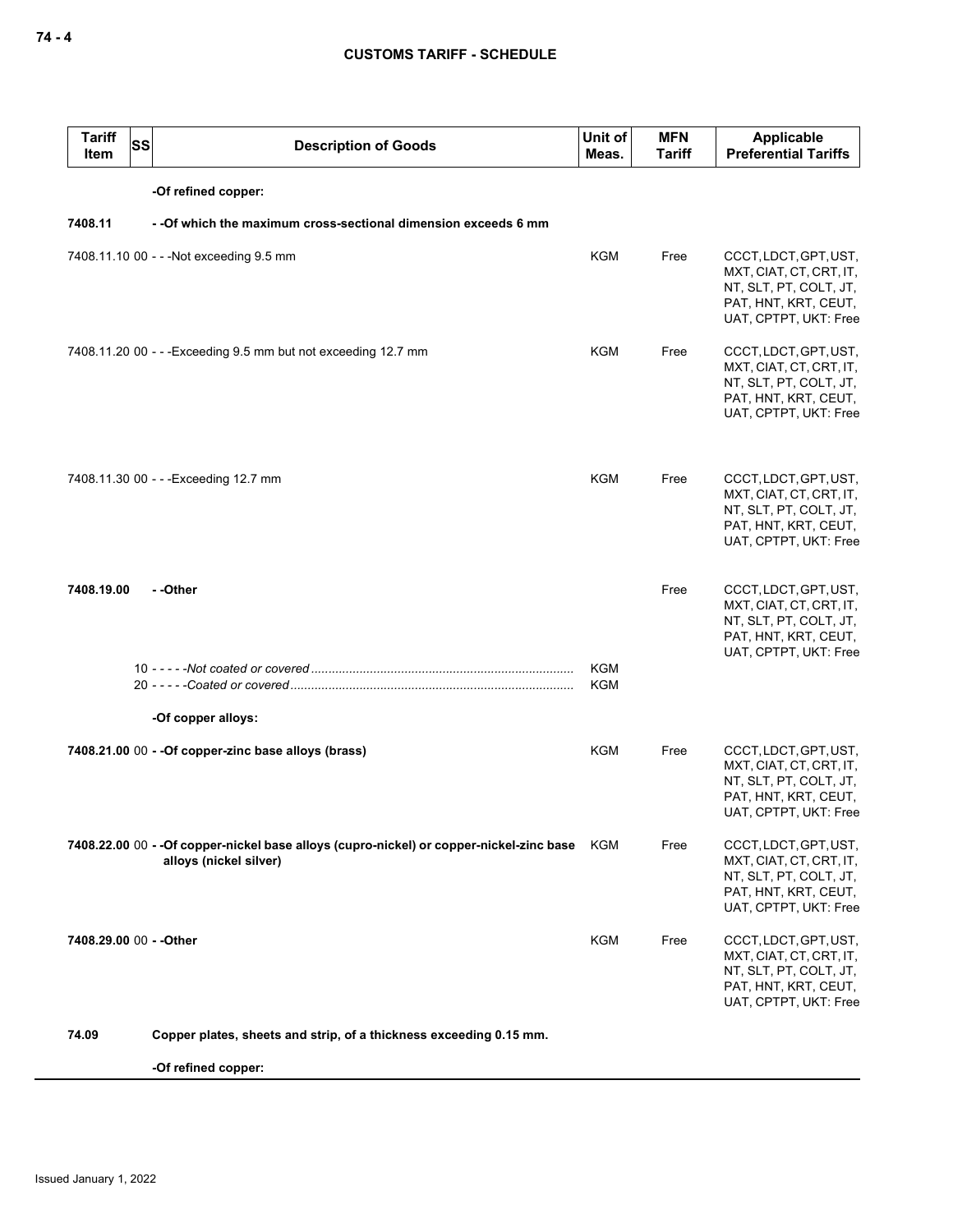| Tariff Item | SS | Description of Goods | Unit of Meas. | MFN Tariff | Applicable Preferential Tariffs |
|---|---|---|---|---|---|
| | | **-Of refined copper:** | | | |
| **7408.11** | | **- -Of which the maximum cross-sectional dimension exceeds 6 mm** | | | |
| 7408.11.10 | 00 | - - -Not exceeding 9.5 mm | KGM | Free | CCCT, LDCT, GPT, UST, MXT, CIAT, CT, CRT, IT, NT, SLT, PT, COLT, JT, PAT, HNT, KRT, CEUT, UAT, CPTPT, UKT: Free |
| 7408.11.20 | 00 | - - -Exceeding 9.5 mm but not exceeding 12.7 mm | KGM | Free | CCCT, LDCT, GPT, UST, MXT, CIAT, CT, CRT, IT, NT, SLT, PT, COLT, JT, PAT, HNT, KRT, CEUT, UAT, CPTPT, UKT: Free |
| 7408.11.30 | 00 | - - -Exceeding 12.7 mm | KGM | Free | CCCT, LDCT, GPT, UST, MXT, CIAT, CT, CRT, IT, NT, SLT, PT, COLT, JT, PAT, HNT, KRT, CEUT, UAT, CPTPT, UKT: Free |
| **7408.19.00** | | **- -Other** | | Free | CCCT, LDCT, GPT, UST, MXT, CIAT, CT, CRT, IT, NT, SLT, PT, COLT, JT, PAT, HNT, KRT, CEUT, UAT, CPTPT, UKT: Free |
| | 10 | - - - - -*Not coated or covered* | KGM | | |
| | 20 | - - - - -*Coated or covered* | KGM | | |
| | | **-Of copper alloys:** | | | |
| **7408.21.00** | 00 | **- -Of copper-zinc base alloys (brass)** | KGM | Free | CCCT, LDCT, GPT, UST, MXT, CIAT, CT, CRT, IT, NT, SLT, PT, COLT, JT, PAT, HNT, KRT, CEUT, UAT, CPTPT, UKT: Free |
| **7408.22.00** | 00 | **- -Of copper-nickel base alloys (cupro-nickel) or copper-nickel-zinc base alloys (nickel silver)** | KGM | Free | CCCT, LDCT, GPT, UST, MXT, CIAT, CT, CRT, IT, NT, SLT, PT, COLT, JT, PAT, HNT, KRT, CEUT, UAT, CPTPT, UKT: Free |
| **7408.29.00** | 00 | **- -Other** | KGM | Free | CCCT, LDCT, GPT, UST, MXT, CIAT, CT, CRT, IT, NT, SLT, PT, COLT, JT, PAT, HNT, KRT, CEUT, UAT, CPTPT, UKT: Free |
| **74.09** | | **Copper plates, sheets and strip, of a thickness exceeding 0.15 mm.** | | | |
| | | **-Of refined copper:** | | | |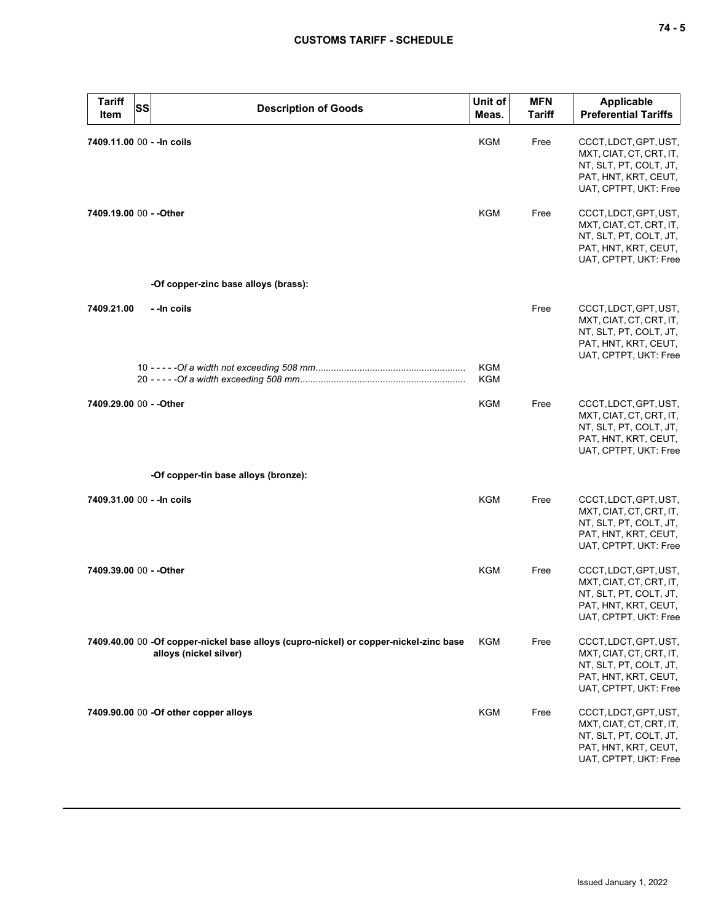| Tariff Item | SS | Description of Goods | Unit of Meas. | MFN Tariff | Applicable Preferential Tariffs |
|---|---|---|---|---|---|
| 7409.11.00 | 00 | - -In coils | KGM | Free | CCCT, LDCT, GPT, UST, MXT, CIAT, CT, CRT, IT, NT, SLT, PT, COLT, JT, PAT, HNT, KRT, CEUT, UAT, CPTPT, UKT: Free |
| 7409.19.00 | 00 | - -Other | KGM | Free | CCCT, LDCT, GPT, UST, MXT, CIAT, CT, CRT, IT, NT, SLT, PT, COLT, JT, PAT, HNT, KRT, CEUT, UAT, CPTPT, UKT: Free |
| | | **-Of copper-zinc base alloys (brass):** | | | |
| 7409.21.00 | | - -In coils | | Free | CCCT, LDCT, GPT, UST, MXT, CIAT, CT, CRT, IT, NT, SLT, PT, COLT, JT, PAT, HNT, KRT, CEUT, UAT, CPTPT, UKT: Free |
| | 10 | - - - - -*Of a width not exceeding 508 mm* | KGM | | |
| | 20 | - - - - -*Of a width exceeding 508 mm* | KGM | | |
| 7409.29.00 | 00 | - -Other | KGM | Free | CCCT, LDCT, GPT, UST, MXT, CIAT, CT, CRT, IT, NT, SLT, PT, COLT, JT, PAT, HNT, KRT, CEUT, UAT, CPTPT, UKT: Free |
| | | **-Of copper-tin base alloys (bronze):** | | | |
| 7409.31.00 | 00 | - -In coils | KGM | Free | CCCT, LDCT, GPT, UST, MXT, CIAT, CT, CRT, IT, NT, SLT, PT, COLT, JT, PAT, HNT, KRT, CEUT, UAT, CPTPT, UKT: Free |
| 7409.39.00 | 00 | - -Other | KGM | Free | CCCT, LDCT, GPT, UST, MXT, CIAT, CT, CRT, IT, NT, SLT, PT, COLT, JT, PAT, HNT, KRT, CEUT, UAT, CPTPT, UKT: Free |
| 7409.40.00 | 00 | -Of copper-nickel base alloys (cupro-nickel) or copper-nickel-zinc base alloys (nickel silver) | KGM | Free | CCCT, LDCT, GPT, UST, MXT, CIAT, CT, CRT, IT, NT, SLT, PT, COLT, JT, PAT, HNT, KRT, CEUT, UAT, CPTPT, UKT: Free |
| 7409.90.00 | 00 | -Of other copper alloys | KGM | Free | CCCT, LDCT, GPT, UST, MXT, CIAT, CT, CRT, IT, NT, SLT, PT, COLT, JT, PAT, HNT, KRT, CEUT, UAT, CPTPT, UKT: Free |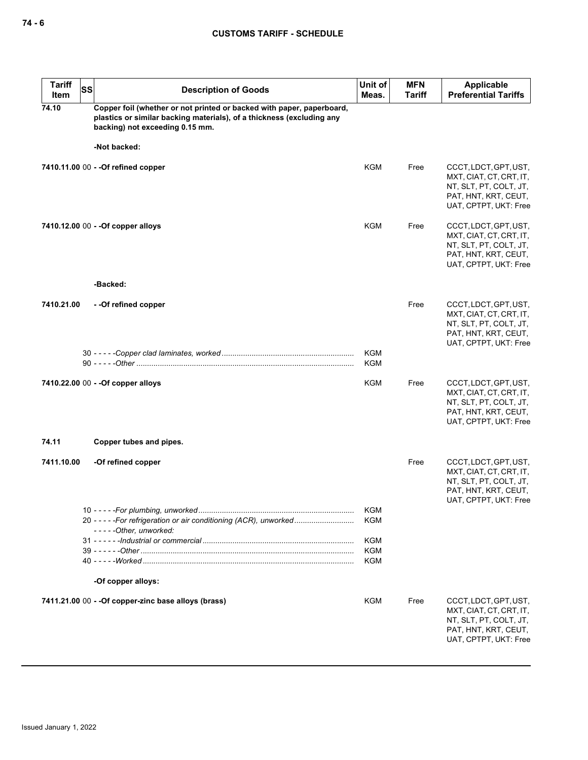| Tariff Item | SS | Description of Goods | Unit of Meas. | MFN Tariff | Applicable Preferential Tariffs |
|---|---|---|---|---|---|
| **74.10** | | **Copper foil (whether or not printed or backed with paper, paperboard, plastics or similar backing materials), of a thickness (excluding any backing) not exceeding 0.15 mm.** | | | |
| | | **-Not backed:** | | | |
| **7410.11.00** | 00 | **- -Of refined copper** | KGM | Free | CCCT, LDCT, GPT, UST, MXT, CIAT, CT, CRT, IT, NT, SLT, PT, COLT, JT, PAT, HNT, KRT, CEUT, UAT, CPTPT, UKT: Free |
| **7410.12.00** | 00 | **- -Of copper alloys** | KGM | Free | CCCT, LDCT, GPT, UST, MXT, CIAT, CT, CRT, IT, NT, SLT, PT, COLT, JT, PAT, HNT, KRT, CEUT, UAT, CPTPT, UKT: Free |
| | | **-Backed:** | | | |
| **7410.21.00** | | **- -Of refined copper** | | Free | CCCT, LDCT, GPT, UST, MXT, CIAT, CT, CRT, IT, NT, SLT, PT, COLT, JT, PAT, HNT, KRT, CEUT, UAT, CPTPT, UKT: Free |
| | 30 | - - - - -*Copper clad laminates, worked* | KGM | | |
| | 90 | - - - - -*Other* | KGM | | |
| **7410.22.00** | 00 | **- -Of copper alloys** | KGM | Free | CCCT, LDCT, GPT, UST, MXT, CIAT, CT, CRT, IT, NT, SLT, PT, COLT, JT, PAT, HNT, KRT, CEUT, UAT, CPTPT, UKT: Free |
| **74.11** | | **Copper tubes and pipes.** | | | |
| **7411.10.00** | | **-Of refined copper** | | Free | CCCT, LDCT, GPT, UST, MXT, CIAT, CT, CRT, IT, NT, SLT, PT, COLT, JT, PAT, HNT, KRT, CEUT, UAT, CPTPT, UKT: Free |
| | 10 | - - - - -*For plumbing, unworked* | KGM | | |
| | 20 | - - - - -*For refrigeration or air conditioning (ACR), unworked* | KGM | | |
| | | - - - - -*Other, unworked:* | | | |
| | 31 | - - - - - -*Industrial or commercial* | KGM | | |
| | 39 | - - - - - -*Other* | KGM | | |
| | 40 | - - - - -*Worked* | KGM | | |
| | | **-Of copper alloys:** | | | |
| **7411.21.00** | 00 | **- -Of copper-zinc base alloys (brass)** | KGM | Free | CCCT, LDCT, GPT, UST, MXT, CIAT, CT, CRT, IT, NT, SLT, PT, COLT, JT, PAT, HNT, KRT, CEUT, UAT, CPTPT, UKT: Free |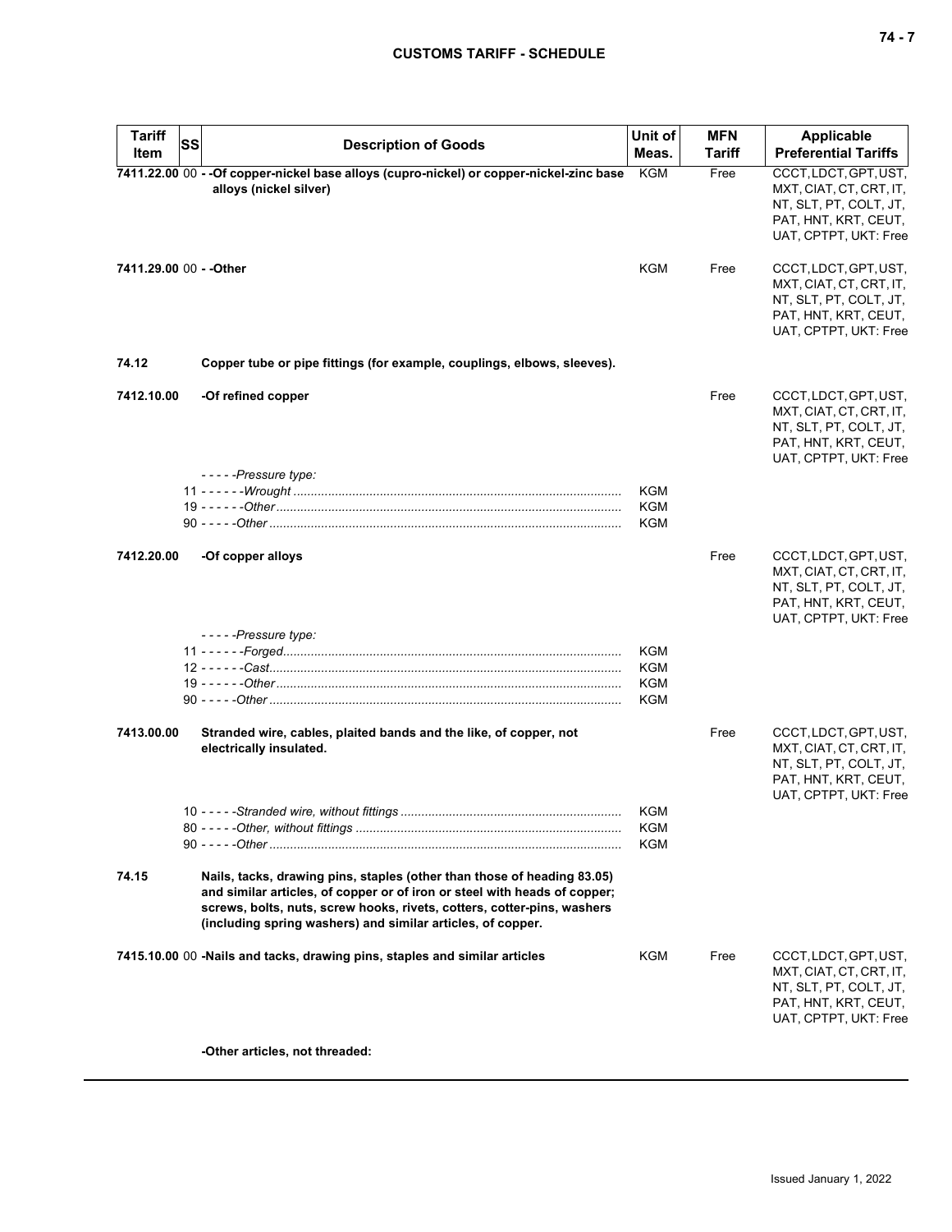| Tariff Item | SS | Description of Goods | Unit of Meas. | MFN Tariff | Applicable Preferential Tariffs |
|---|---|---|---|---|---|
| 7411.22.00 | 00 | **- -Of copper-nickel base alloys (cupro-nickel) or copper-nickel-zinc base alloys (nickel silver)** | KGM | Free | CCCT, LDCT, GPT, UST, MXT, CIAT, CT, CRT, IT, NT, SLT, PT, COLT, JT, PAT, HNT, KRT, CEUT, UAT, CPTPT, UKT: Free |
| 7411.29.00 | 00 | **- -Other** | KGM | Free | CCCT, LDCT, GPT, UST, MXT, CIAT, CT, CRT, IT, NT, SLT, PT, COLT, JT, PAT, HNT, KRT, CEUT, UAT, CPTPT, UKT: Free |
| **74.12** | | **Copper tube or pipe fittings (for example, couplings, elbows, sleeves).** | | | |
| **7412.10.00** | | **-Of refined copper** | | Free | CCCT, LDCT, GPT, UST, MXT, CIAT, CT, CRT, IT, NT, SLT, PT, COLT, JT, PAT, HNT, KRT, CEUT, UAT, CPTPT, UKT: Free |
| | | *- - - - -Pressure type:* | | | |
| | | 11 *- - - - - -Wrought* | KGM | | |
| | | 19 *- - - - - -Other* | KGM | | |
| | | 90 *- - - - -Other* | KGM | | |
| **7412.20.00** | | **-Of copper alloys** | | Free | CCCT, LDCT, GPT, UST, MXT, CIAT, CT, CRT, IT, NT, SLT, PT, COLT, JT, PAT, HNT, KRT, CEUT, UAT, CPTPT, UKT: Free |
| | | *- - - - -Pressure type:* | | | |
| | | 11 *- - - - - -Forged* | KGM | | |
| | | 12 *- - - - - -Cast* | KGM | | |
| | | 19 *- - - - - -Other* | KGM | | |
| | | 90 *- - - - -Other* | KGM | | |
| **7413.00.00** | | **Stranded wire, cables, plaited bands and the like, of copper, not electrically insulated.** | | Free | CCCT, LDCT, GPT, UST, MXT, CIAT, CT, CRT, IT, NT, SLT, PT, COLT, JT, PAT, HNT, KRT, CEUT, UAT, CPTPT, UKT: Free |
| | | 10 *- - - - -Stranded wire, without fittings* | KGM | | |
| | | 80 *- - - - -Other, without fittings* | KGM | | |
| | | 90 *- - - - -Other* | KGM | | |
| **74.15** | | **Nails, tacks, drawing pins, staples (other than those of heading 83.05) and similar articles, of copper or of iron or steel with heads of copper; screws, bolts, nuts, screw hooks, rivets, cotters, cotter-pins, washers (including spring washers) and similar articles, of copper.** | | | |
| 7415.10.00 | 00 | **-Nails and tacks, drawing pins, staples and similar articles** | KGM | Free | CCCT, LDCT, GPT, UST, MXT, CIAT, CT, CRT, IT, NT, SLT, PT, COLT, JT, PAT, HNT, KRT, CEUT, UAT, CPTPT, UKT: Free |
| | | **-Other articles, not threaded:** | | | |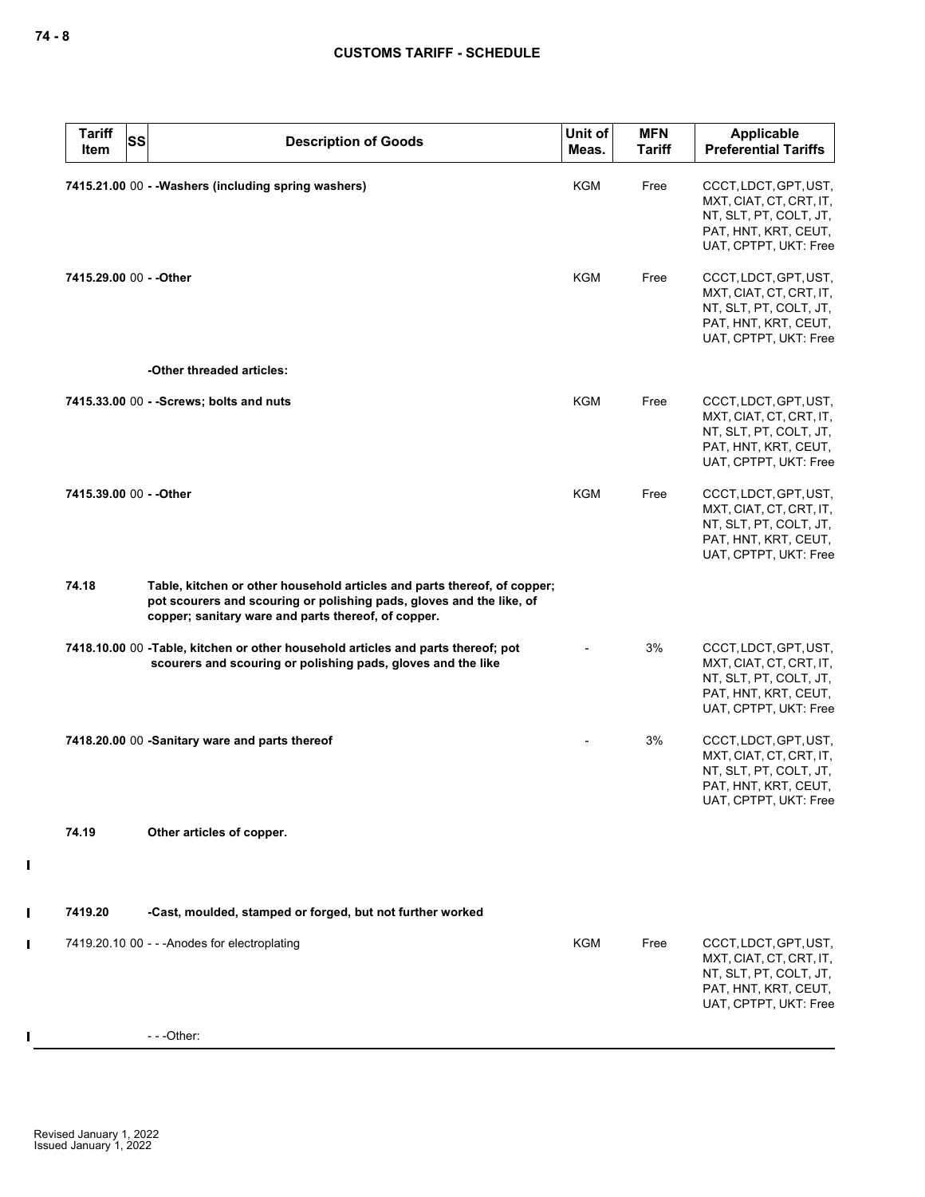| Tariff Item | SS | Description of Goods | Unit of Meas. | MFN Tariff | Applicable Preferential Tariffs |
|---|---|---|---|---|---|
| **7415.21.00** | 00 | **- -Washers (including spring washers)** | KGM | Free | CCCT, LDCT, GPT, UST, MXT, CIAT, CT, CRT, IT, NT, SLT, PT, COLT, JT, PAT, HNT, KRT, CEUT, UAT, CPTPT, UKT: Free |
| **7415.29.00** | 00 | **- -Other** | KGM | Free | CCCT, LDCT, GPT, UST, MXT, CIAT, CT, CRT, IT, NT, SLT, PT, COLT, JT, PAT, HNT, KRT, CEUT, UAT, CPTPT, UKT: Free |
| | | **-Other threaded articles:** | | | |
| **7415.33.00** | 00 | **- -Screws; bolts and nuts** | KGM | Free | CCCT, LDCT, GPT, UST, MXT, CIAT, CT, CRT, IT, NT, SLT, PT, COLT, JT, PAT, HNT, KRT, CEUT, UAT, CPTPT, UKT: Free |
| **7415.39.00** | 00 | **- -Other** | KGM | Free | CCCT, LDCT, GPT, UST, MXT, CIAT, CT, CRT, IT, NT, SLT, PT, COLT, JT, PAT, HNT, KRT, CEUT, UAT, CPTPT, UKT: Free |
| **74.18** | | **Table, kitchen or other household articles and parts thereof, of copper; pot scourers and scouring or polishing pads, gloves and the like, of copper; sanitary ware and parts thereof, of copper.** | | | |
| **7418.10.00** | 00 | **-Table, kitchen or other household articles and parts thereof; pot scourers and scouring or polishing pads, gloves and the like** | - | 3% | CCCT, LDCT, GPT, UST, MXT, CIAT, CT, CRT, IT, NT, SLT, PT, COLT, JT, PAT, HNT, KRT, CEUT, UAT, CPTPT, UKT: Free |
| **7418.20.00** | 00 | **-Sanitary ware and parts thereof** | - | 3% | CCCT, LDCT, GPT, UST, MXT, CIAT, CT, CRT, IT, NT, SLT, PT, COLT, JT, PAT, HNT, KRT, CEUT, UAT, CPTPT, UKT: Free |
| **74.19** | | **Other articles of copper.** | | | |
| **7419.20** | | **-Cast, moulded, stamped or forged, but not further worked** | | | |
| 7419.20.10 | 00 | - - -Anodes for electroplating | KGM | Free | CCCT, LDCT, GPT, UST, MXT, CIAT, CT, CRT, IT, NT, SLT, PT, COLT, JT, PAT, HNT, KRT, CEUT, UAT, CPTPT, UKT: Free |
| | | - - -Other: | | | |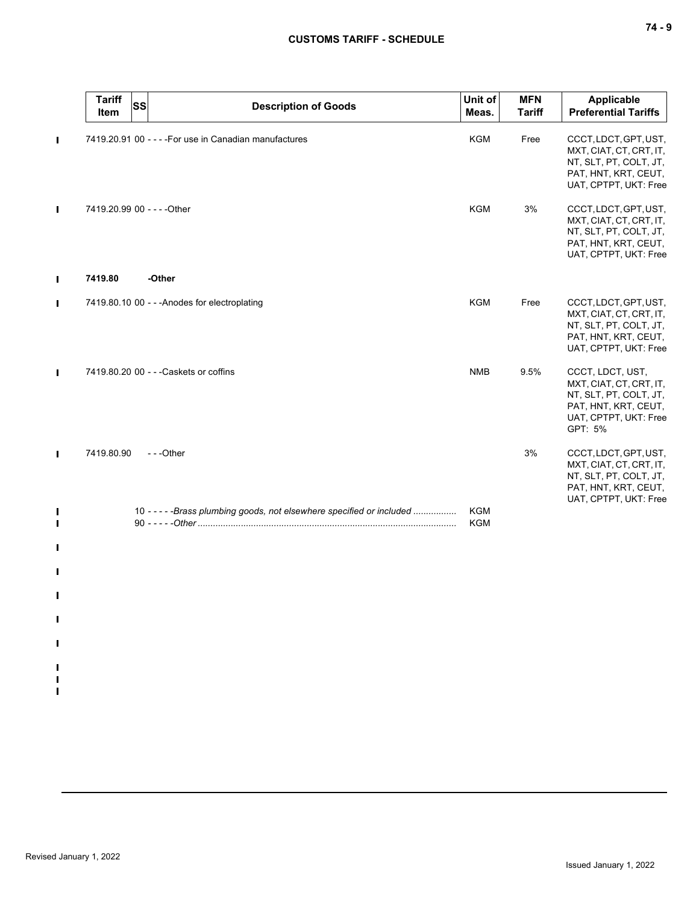| Tariff Item | SS | Description of Goods | Unit of Meas. | MFN Tariff | Applicable Preferential Tariffs |
|---|---|---|---|---|---|
| 7419.20.91 | 00 | - - - -For use in Canadian manufactures | KGM | Free | CCCT, LDCT, GPT, UST, MXT, CIAT, CT, CRT, IT, NT, SLT, PT, COLT, JT, PAT, HNT, KRT, CEUT, UAT, CPTPT, UKT: Free |
| 7419.20.99 | 00 | - - - -Other | KGM | 3% | CCCT, LDCT, GPT, UST, MXT, CIAT, CT, CRT, IT, NT, SLT, PT, COLT, JT, PAT, HNT, KRT, CEUT, UAT, CPTPT, UKT: Free |
| **7419.80** | | **-Other** | | | |
| 7419.80.10 | 00 | - - -Anodes for electroplating | KGM | Free | CCCT, LDCT, GPT, UST, MXT, CIAT, CT, CRT, IT, NT, SLT, PT, COLT, JT, PAT, HNT, KRT, CEUT, UAT, CPTPT, UKT: Free |
| 7419.80.20 | 00 | - - -Caskets or coffins | NMB | 9.5% | CCCT, LDCT, UST, MXT, CIAT, CT, CRT, IT, NT, SLT, PT, COLT, JT, PAT, HNT, KRT, CEUT, UAT, CPTPT, UKT: Free<br>GPT: 5% |
| 7419.80.90 | | - - -Other | | 3% | CCCT, LDCT, GPT, UST, MXT, CIAT, CT, CRT, IT, NT, SLT, PT, COLT, JT, PAT, HNT, KRT, CEUT, UAT, CPTPT, UKT: Free |
| | 10 | - - - - -*Brass plumbing goods, not elsewhere specified or included* | KGM | | |
| | 90 | - - - - -*Other* | KGM | | |